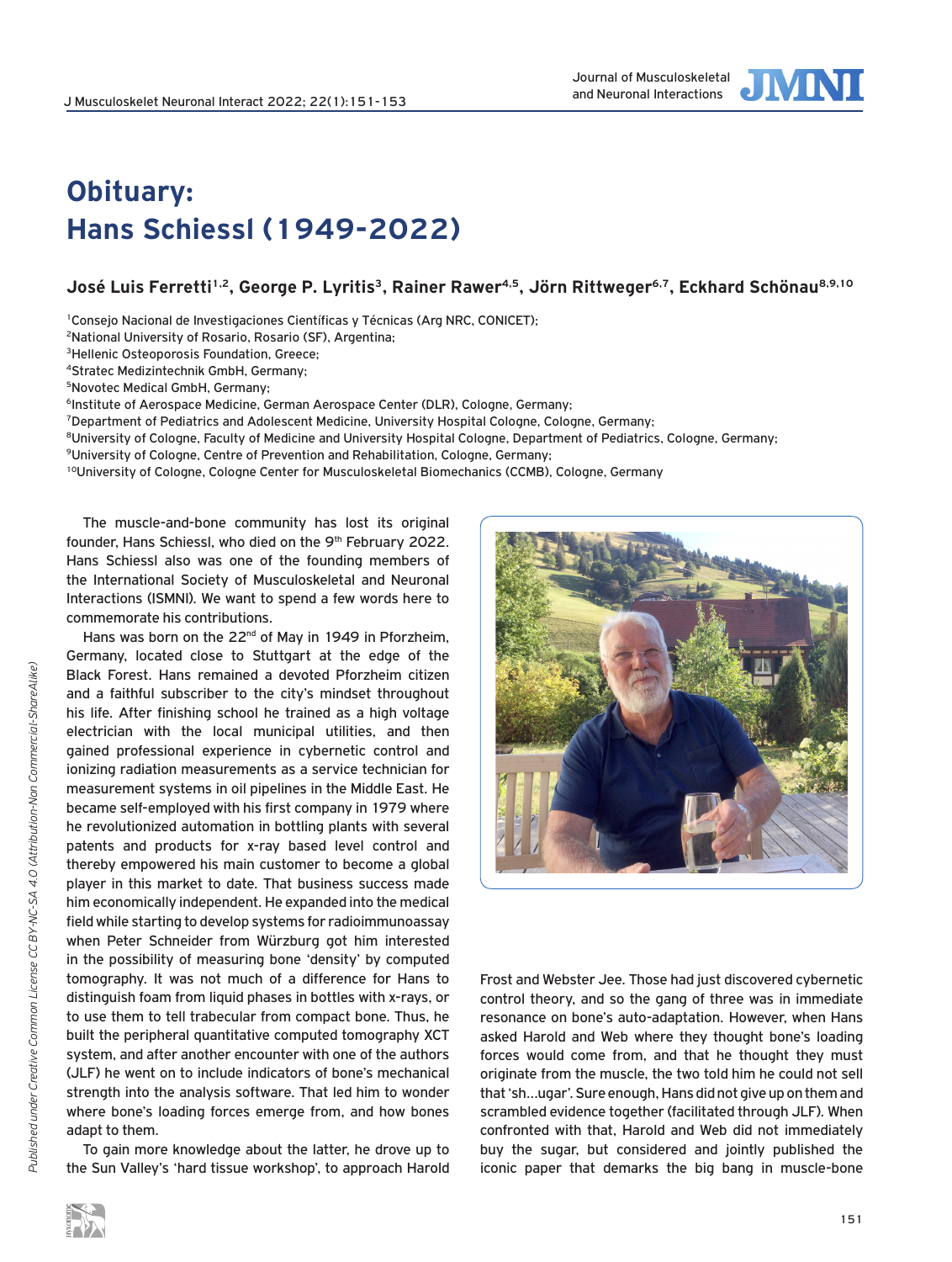# Obituary: Hans Schiessl (1949-2022)

**José Luis Ferretti[1,2], George P. Lyritis[3], Rainer Rawer[4,5], Jörn Rittweger[6,7], Eckhard Schönau[8,9,10]**

[1]Consejo Nacional de Investigaciones Científicas y Técnicas (Arg NRC, CONICET);
[2]National University of Rosario, Rosario (SF), Argentina;
[3]Hellenic Osteoporosis Foundation, Greece;
[4]Stratec Medizintechnik GmbH, Germany;
[5]Novotec Medical GmbH, Germany;
[6]Institute of Aerospace Medicine, German Aerospace Center (DLR), Cologne, Germany;
[7]Department of Pediatrics and Adolescent Medicine, University Hospital Cologne, Cologne, Germany;
[8]University of Cologne, Faculty of Medicine and University Hospital Cologne, Department of Pediatrics, Cologne, Germany;
[9]University of Cologne, Centre of Prevention and Rehabilitation, Cologne, Germany;
[10]University of Cologne, Cologne Center for Musculoskeletal Biomechanics (CCMB), Cologne, Germany

The muscle-and-bone community has lost its original founder, Hans Schiessl, who died on the 9th February 2022. Hans Schiessl also was one of the founding members of the International Society of Musculoskeletal and Neuronal Interactions (ISMNI). We want to spend a few words here to commemorate his contributions.

Hans was born on the 22nd of May in 1949 in Pforzheim, Germany, located close to Stuttgart at the edge of the Black Forest. Hans remained a devoted Pforzheim citizen and a faithful subscriber to the city's mindset throughout his life. After finishing school he trained as a high voltage electrician with the local municipal utilities, and then gained professional experience in cybernetic control and ionizing radiation measurements as a service technician for measurement systems in oil pipelines in the Middle East. He became self-employed with his first company in 1979 where he revolutionized automation in bottling plants with several patents and products for x-ray based level control and thereby empowered his main customer to become a global player in this market to date. That business success made him economically independent. He expanded into the medical field while starting to develop systems for radioimmunoassay when Peter Schneider from Würzburg got him interested in the possibility of measuring bone 'density' by computed tomography. It was not much of a difference for Hans to distinguish foam from liquid phases in bottles with x-rays, or to use them to tell trabecular from compact bone. Thus, he built the peripheral quantitative computed tomography XCT system, and after another encounter with one of the authors (JLF) he went on to include indicators of bone's mechanical strength into the analysis software. That led him to wonder where bone's loading forces emerge from, and how bones adapt to them.

To gain more knowledge about the latter, he drove up to the Sun Valley's 'hard tissue workshop', to approach Harold Frost and Webster Jee. Those had just discovered cybernetic control theory, and so the gang of three was in immediate resonance on bone's auto-adaptation. However, when Hans asked Harold and Web where they thought bone's loading forces would come from, and that he thought they must originate from the muscle, the two told him he could not sell that 'sh…ugar'. Sure enough, Hans did not give up on them and scrambled evidence together (facilitated through JLF). When confronted with that, Harold and Web did not immediately buy the sugar, but considered and jointly published the iconic paper that demarks the big bang in muscle-bone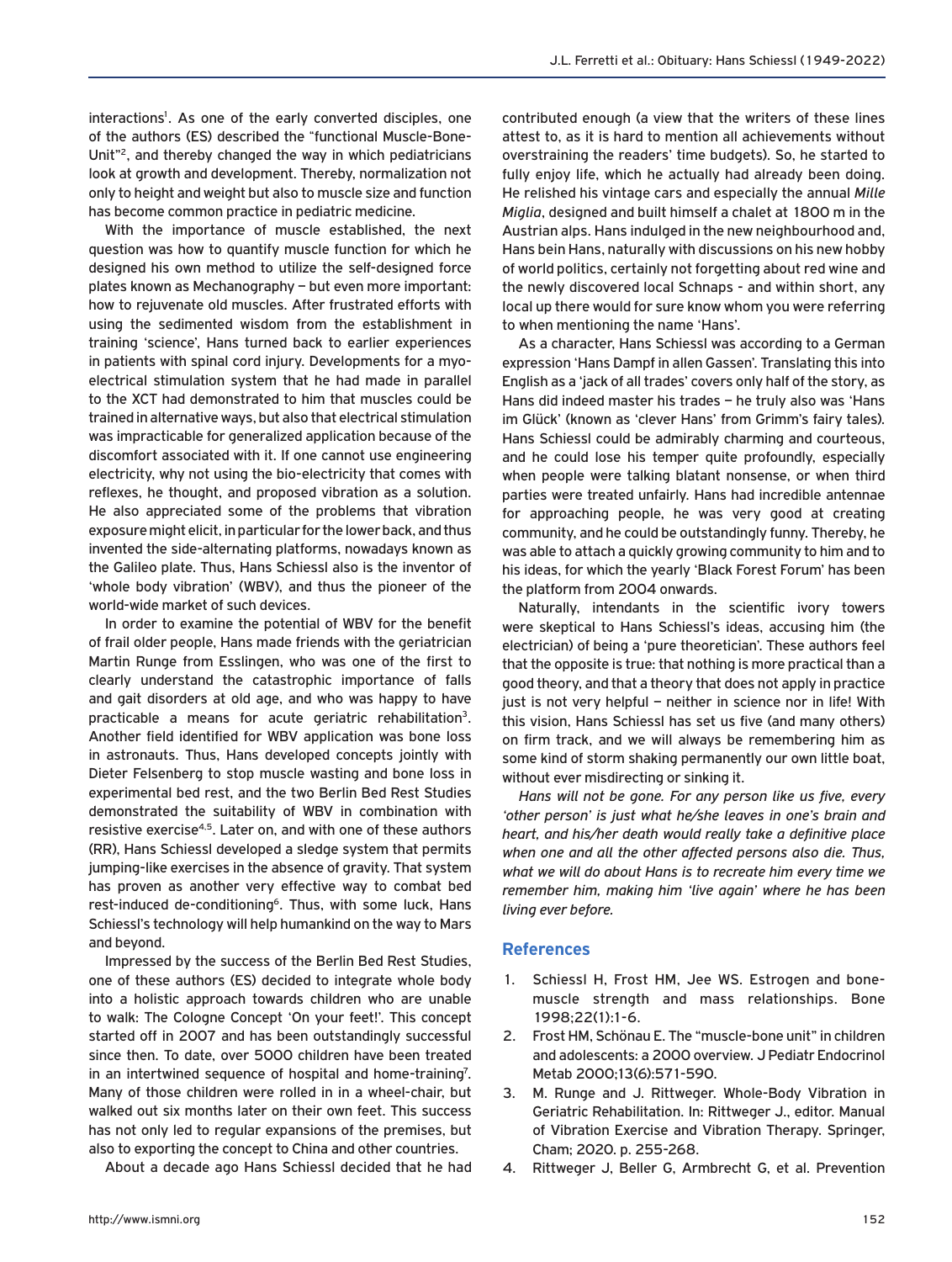interactions[1]. As one of the early converted disciples, one of the authors (ES) described the "functional Muscle-Bone-Unit"[2], and thereby changed the way in which pediatricians look at growth and development. Thereby, normalization not only to height and weight but also to muscle size and function has become common practice in pediatric medicine.

With the importance of muscle established, the next question was how to quantify muscle function for which he designed his own method to utilize the self-designed force plates known as Mechanography – but even more important: how to rejuvenate old muscles. After frustrated efforts with using the sedimented wisdom from the establishment in training 'science', Hans turned back to earlier experiences in patients with spinal cord injury. Developments for a myo-electrical stimulation system that he had made in parallel to the XCT had demonstrated to him that muscles could be trained in alternative ways, but also that electrical stimulation was impracticable for generalized application because of the discomfort associated with it. If one cannot use engineering electricity, why not using the bio-electricity that comes with reflexes, he thought, and proposed vibration as a solution. He also appreciated some of the problems that vibration exposure might elicit, in particular for the lower back, and thus invented the side-alternating platforms, nowadays known as the Galileo plate. Thus, Hans Schiessl also is the inventor of 'whole body vibration' (WBV), and thus the pioneer of the world-wide market of such devices.

In order to examine the potential of WBV for the benefit of frail older people, Hans made friends with the geriatrician Martin Runge from Esslingen, who was one of the first to clearly understand the catastrophic importance of falls and gait disorders at old age, and who was happy to have practicable a means for acute geriatric rehabilitation[3]. Another field identified for WBV application was bone loss in astronauts. Thus, Hans developed concepts jointly with Dieter Felsenberg to stop muscle wasting and bone loss in experimental bed rest, and the two Berlin Bed Rest Studies demonstrated the suitability of WBV in combination with resistive exercise[4,5]. Later on, and with one of these authors (RR), Hans Schiessl developed a sledge system that permits jumping-like exercises in the absence of gravity. That system has proven as another very effective way to combat bed rest-induced de-conditioning[6]. Thus, with some luck, Hans Schiessl's technology will help humankind on the way to Mars and beyond.

Impressed by the success of the Berlin Bed Rest Studies, one of these authors (ES) decided to integrate whole body into a holistic approach towards children who are unable to walk: The Cologne Concept 'On your feet!'. This concept started off in 2007 and has been outstandingly successful since then. To date, over 5000 children have been treated in an intertwined sequence of hospital and home-training[7]. Many of those children were rolled in in a wheel-chair, but walked out six months later on their own feet. This success has not only led to regular expansions of the premises, but also to exporting the concept to China and other countries.

About a decade ago Hans Schiessl decided that he had contributed enough (a view that the writers of these lines attest to, as it is hard to mention all achievements without overstraining the readers' time budgets). So, he started to fully enjoy life, which he actually had already been doing. He relished his vintage cars and especially the annual *Mille Miglia*, designed and built himself a chalet at 1800 m in the Austrian alps. Hans indulged in the new neighbourhood and, Hans bein Hans, naturally with discussions on his new hobby of world politics, certainly not forgetting about red wine and the newly discovered local Schnaps - and within short, any local up there would for sure know whom you were referring to when mentioning the name 'Hans'.

As a character, Hans Schiessl was according to a German expression 'Hans Dampf in allen Gassen'. Translating this into English as a 'jack of all trades' covers only half of the story, as Hans did indeed master his trades – he truly also was 'Hans im Glück' (known as 'clever Hans' from Grimm's fairy tales). Hans Schiessl could be admirably charming and courteous, and he could lose his temper quite profoundly, especially when people were talking blatant nonsense, or when third parties were treated unfairly. Hans had incredible antennae for approaching people, he was very good at creating community, and he could be outstandingly funny. Thereby, he was able to attach a quickly growing community to him and to his ideas, for which the yearly 'Black Forest Forum' has been the platform from 2004 onwards.

Naturally, intendants in the scientific ivory towers were skeptical to Hans Schiessl's ideas, accusing him (the electrician) of being a 'pure theoretician'. These authors feel that the opposite is true: that nothing is more practical than a good theory, and that a theory that does not apply in practice just is not very helpful – neither in science nor in life! With this vision, Hans Schiessl has set us five (and many others) on firm track, and we will always be remembering him as some kind of storm shaking permanently our own little boat, without ever misdirecting or sinking it.

*Hans will not be gone. For any person like us five, every 'other person' is just what he/she leaves in one's brain and heart, and his/her death would really take a definitive place when one and all the other affected persons also die. Thus, what we will do about Hans is to recreate him every time we remember him, making him 'live again' where he has been living ever before.*

## References

1. Schiessl H, Frost HM, Jee WS. Estrogen and bone-muscle strength and mass relationships. Bone 1998;22(1):1-6.
2. Frost HM, Schönau E. The "muscle-bone unit" in children and adolescents: a 2000 overview. J Pediatr Endocrinol Metab 2000;13(6):571-590.
3. M. Runge and J. Rittweger. Whole-Body Vibration in Geriatric Rehabilitation. In: Rittweger J., editor. Manual of Vibration Exercise and Vibration Therapy. Springer, Cham; 2020. p. 255-268.
4. Rittweger J, Beller G, Armbrecht G, et al. Prevention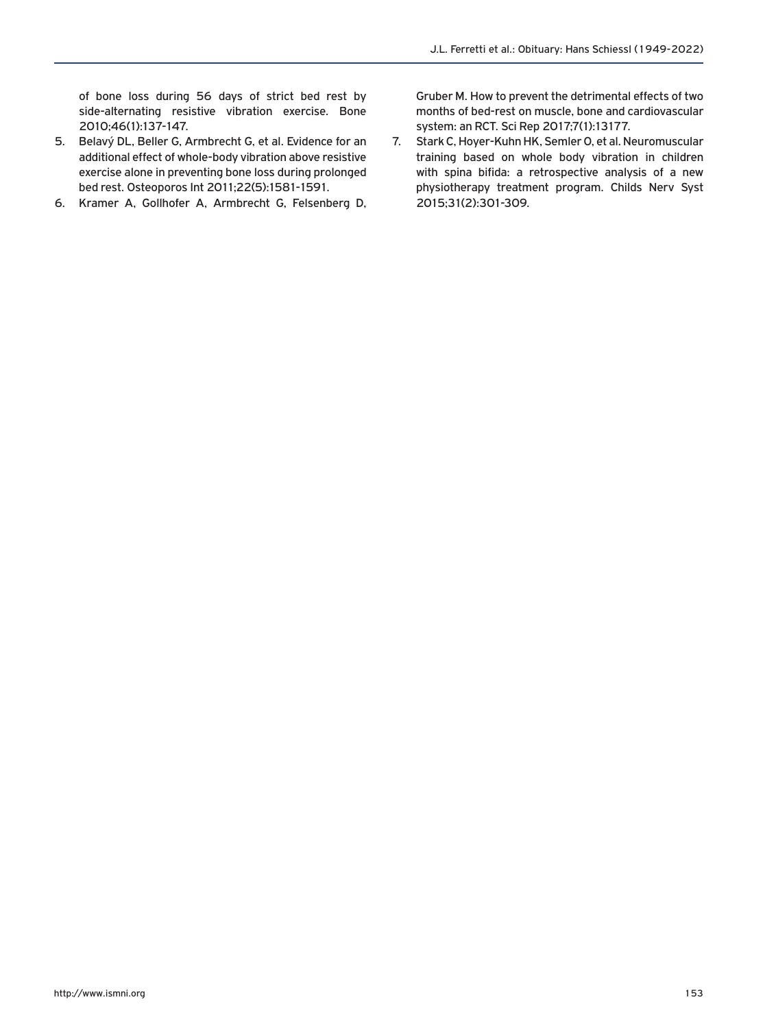of bone loss during 56 days of strict bed rest by side-alternating resistive vibration exercise. Bone 2010;46(1):137-147.

5. Belavý DL, Beller G, Armbrecht G, et al. Evidence for an additional effect of whole-body vibration above resistive exercise alone in preventing bone loss during prolonged bed rest. Osteoporos Int 2011;22(5):1581-1591.
6. Kramer A, Gollhofer A, Armbrecht G, Felsenberg D, Gruber M. How to prevent the detrimental effects of two months of bed-rest on muscle, bone and cardiovascular system: an RCT. Sci Rep 2017;7(1):13177.
7. Stark C, Hoyer-Kuhn HK, Semler O, et al. Neuromuscular training based on whole body vibration in children with spina bifida: a retrospective analysis of a new physiotherapy treatment program. Childs Nerv Syst 2015;31(2):301-309.